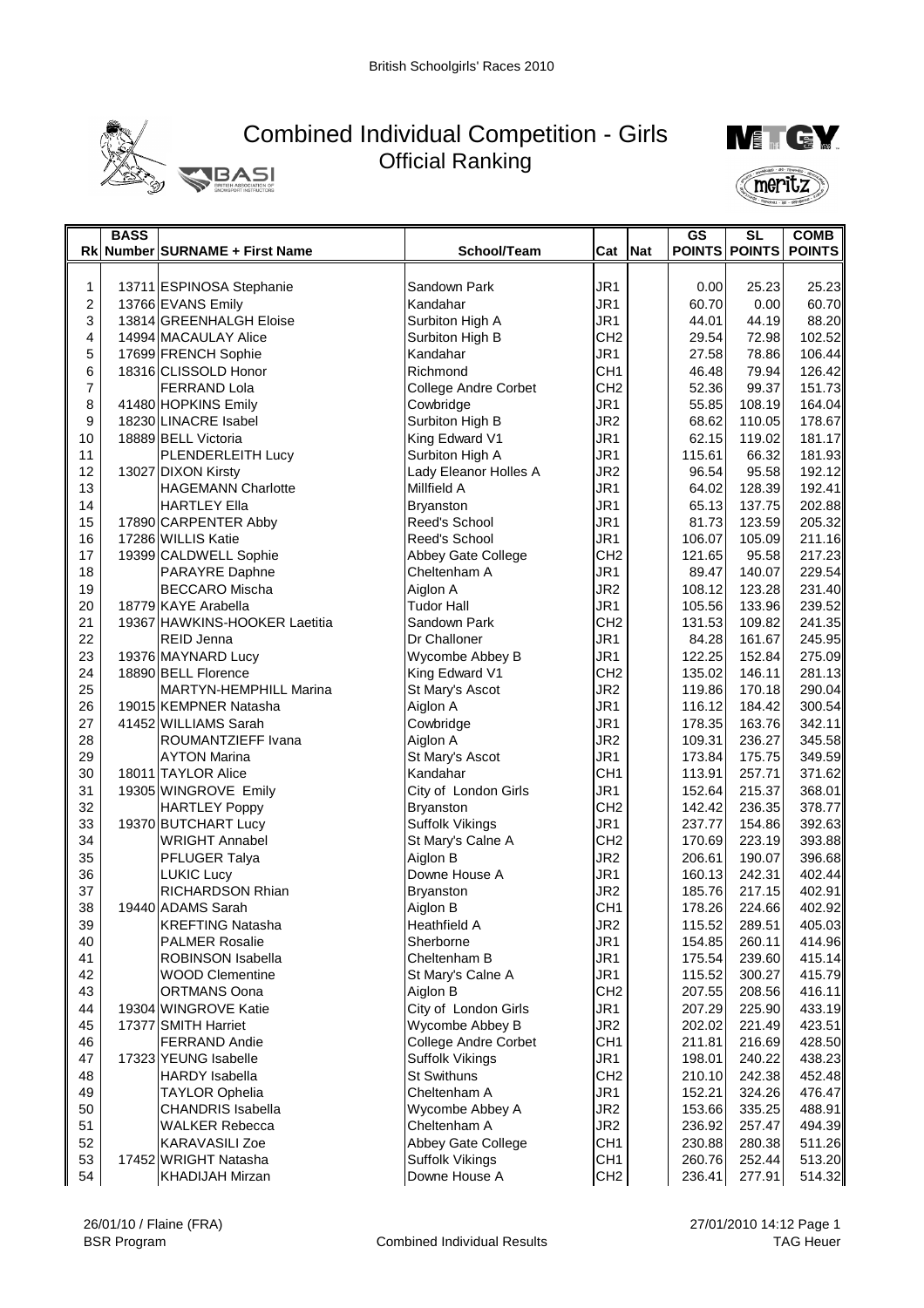British Schoolgirls' Races 2010

# Combined Individual Competition - Girls
## Official Ranking

| Rk | BASS Number | SURNAME + First Name | School/Team | Cat | Nat | GS POINTS | SL POINTS | COMB POINTS |
|---|---|---|---|---|---|---|---|---|
| 1 | 13711 | ESPINOSA Stephanie | Sandown Park | JR1 | | 0.00 | 25.23 | 25.23 |
| 2 | 13766 | EVANS Emily | Kandahar | JR1 | | 60.70 | 0.00 | 60.70 |
| 3 | 13814 | GREENHALGH Eloise | Surbiton High A | JR1 | | 44.01 | 44.19 | 88.20 |
| 4 | 14994 | MACAULAY Alice | Surbiton High B | CH2 | | 29.54 | 72.98 | 102.52 |
| 5 | 17699 | FRENCH Sophie | Kandahar | JR1 | | 27.58 | 78.86 | 106.44 |
| 6 | 18316 | CLISSOLD Honor | Richmond | CH1 | | 46.48 | 79.94 | 126.42 |
| 7 | | FERRAND Lola | College Andre Corbet | CH2 | | 52.36 | 99.37 | 151.73 |
| 8 | 41480 | HOPKINS Emily | Cowbridge | JR1 | | 55.85 | 108.19 | 164.04 |
| 9 | 18230 | LINACRE Isabel | Surbiton High B | JR2 | | 68.62 | 110.05 | 178.67 |
| 10 | 18889 | BELL Victoria | King Edward V1 | JR1 | | 62.15 | 119.02 | 181.17 |
| 11 | | PLENDERLEITH Lucy | Surbiton High A | JR1 | | 115.61 | 66.32 | 181.93 |
| 12 | 13027 | DIXON Kirsty | Lady Eleanor Holles A | JR2 | | 96.54 | 95.58 | 192.12 |
| 13 | | HAGEMANN Charlotte | Millfield A | JR1 | | 64.02 | 128.39 | 192.41 |
| 14 | | HARTLEY Ella | Bryanston | JR1 | | 65.13 | 137.75 | 202.88 |
| 15 | 17890 | CARPENTER Abby | Reed's School | JR1 | | 81.73 | 123.59 | 205.32 |
| 16 | 17286 | WILLIS Katie | Reed's School | JR1 | | 106.07 | 105.09 | 211.16 |
| 17 | 19399 | CALDWELL Sophie | Abbey Gate College | CH2 | | 121.65 | 95.58 | 217.23 |
| 18 | | PARAYRE Daphne | Cheltenham A | JR1 | | 89.47 | 140.07 | 229.54 |
| 19 | | BECCARO Mischa | Aiglon A | JR2 | | 108.12 | 123.28 | 231.40 |
| 20 | 18779 | KAYE Arabella | Tudor Hall | JR1 | | 105.56 | 133.96 | 239.52 |
| 21 | 19367 | HAWKINS-HOOKER Laetitia | Sandown Park | CH2 | | 131.53 | 109.82 | 241.35 |
| 22 | | REID Jenna | Dr Challoner | JR1 | | 84.28 | 161.67 | 245.95 |
| 23 | 19376 | MAYNARD Lucy | Wycombe Abbey B | JR1 | | 122.25 | 152.84 | 275.09 |
| 24 | 18890 | BELL Florence | King Edward V1 | CH2 | | 135.02 | 146.11 | 281.13 |
| 25 | | MARTYN-HEMPHILL Marina | St Mary's Ascot | JR2 | | 119.86 | 170.18 | 290.04 |
| 26 | 19015 | KEMPNER Natasha | Aiglon A | JR1 | | 116.12 | 184.42 | 300.54 |
| 27 | 41452 | WILLIAMS Sarah | Cowbridge | JR1 | | 178.35 | 163.76 | 342.11 |
| 28 | | ROUMANTZIEFF Ivana | Aiglon A | JR2 | | 109.31 | 236.27 | 345.58 |
| 29 | | AYTON Marina | St Mary's Ascot | JR1 | | 173.84 | 175.75 | 349.59 |
| 30 | 18011 | TAYLOR Alice | Kandahar | CH1 | | 113.91 | 257.71 | 371.62 |
| 31 | 19305 | WINGROVE Emily | City of London Girls | JR1 | | 152.64 | 215.37 | 368.01 |
| 32 | | HARTLEY Poppy | Bryanston | CH2 | | 142.42 | 236.35 | 378.77 |
| 33 | 19370 | BUTCHART Lucy | Suffolk Vikings | JR1 | | 237.77 | 154.86 | 392.63 |
| 34 | | WRIGHT Annabel | St Mary's Calne A | CH2 | | 170.69 | 223.19 | 393.88 |
| 35 | | PFLUGER Talya | Aiglon B | JR2 | | 206.61 | 190.07 | 396.68 |
| 36 | | LUKIC Lucy | Downe House A | JR1 | | 160.13 | 242.31 | 402.44 |
| 37 | | RICHARDSON Rhian | Bryanston | JR2 | | 185.76 | 217.15 | 402.91 |
| 38 | 19440 | ADAMS Sarah | Aiglon B | CH1 | | 178.26 | 224.66 | 402.92 |
| 39 | | KREFTING Natasha | Heathfield A | JR2 | | 115.52 | 289.51 | 405.03 |
| 40 | | PALMER Rosalie | Sherborne | JR1 | | 154.85 | 260.11 | 414.96 |
| 41 | | ROBINSON Isabella | Cheltenham B | JR1 | | 175.54 | 239.60 | 415.14 |
| 42 | | WOOD Clementine | St Mary's Calne A | JR1 | | 115.52 | 300.27 | 415.79 |
| 43 | | ORTMANS Oona | Aiglon B | CH2 | | 207.55 | 208.56 | 416.11 |
| 44 | 19304 | WINGROVE Katie | City of London Girls | JR1 | | 207.29 | 225.90 | 433.19 |
| 45 | 17377 | SMITH Harriet | Wycombe Abbey B | JR2 | | 202.02 | 221.49 | 423.51 |
| 46 | | FERRAND Andie | College Andre Corbet | CH1 | | 211.81 | 216.69 | 428.50 |
| 47 | 17323 | YEUNG Isabelle | Suffolk Vikings | JR1 | | 198.01 | 240.22 | 438.23 |
| 48 | | HARDY Isabella | St Swithuns | CH2 | | 210.10 | 242.38 | 452.48 |
| 49 | | TAYLOR Ophelia | Cheltenham A | JR1 | | 152.21 | 324.26 | 476.47 |
| 50 | | CHANDRIS Isabella | Wycombe Abbey A | JR2 | | 153.66 | 335.25 | 488.91 |
| 51 | | WALKER Rebecca | Cheltenham A | JR2 | | 236.92 | 257.47 | 494.39 |
| 52 | | KARAVASILI Zoe | Abbey Gate College | CH1 | | 230.88 | 280.38 | 511.26 |
| 53 | 17452 | WRIGHT Natasha | Suffolk Vikings | CH1 | | 260.76 | 252.44 | 513.20 |
| 54 | | KHADIJAH Mirzan | Downe House A | CH2 | | 236.41 | 277.91 | 514.32 |

26/01/10 / Flaine (FRA) — BSR Program — Combined Individual Results — 27/01/2010 14:12 — TAG Heuer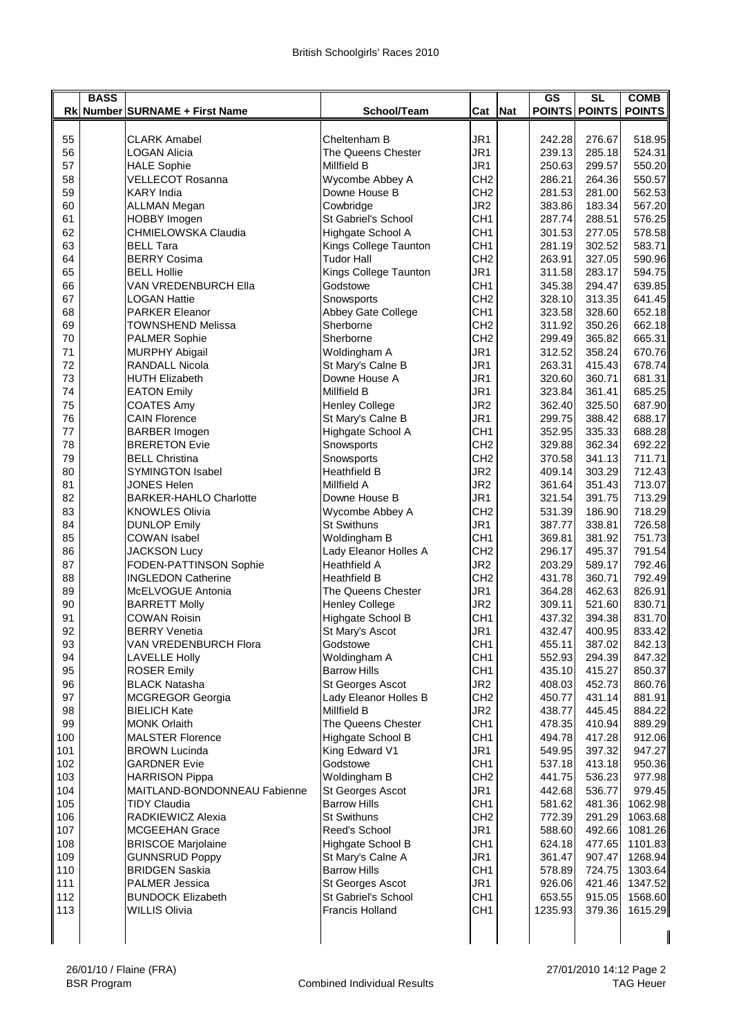# British Schoolgirls' Races 2010

| Rk | BASS Number | SURNAME + First Name | School/Team | Cat | Nat | GS POINTS | SL POINTS | COMB POINTS |
|---|---|---|---|---|---|---|---|---|
| 55 | | CLARK Amabel | Cheltenham B | JR1 | | 242.28 | 276.67 | 518.95 |
| 56 | | LOGAN Alicia | The Queens Chester | JR1 | | 239.13 | 285.18 | 524.31 |
| 57 | | HALE Sophie | Millfield B | JR1 | | 250.63 | 299.57 | 550.20 |
| 58 | | VELLECOT Rosanna | Wycombe Abbey A | CH2 | | 286.21 | 264.36 | 550.57 |
| 59 | | KARY India | Downe House B | CH2 | | 281.53 | 281.00 | 562.53 |
| 60 | | ALLMAN Megan | Cowbridge | JR2 | | 383.86 | 183.34 | 567.20 |
| 61 | | HOBBY Imogen | St Gabriel's School | CH1 | | 287.74 | 288.51 | 576.25 |
| 62 | | CHMIELOWSKA Claudia | Highgate School A | CH1 | | 301.53 | 277.05 | 578.58 |
| 63 | | BELL Tara | Kings College Taunton | CH1 | | 281.19 | 302.52 | 583.71 |
| 64 | | BERRY Cosima | Tudor Hall | CH2 | | 263.91 | 327.05 | 590.96 |
| 65 | | BELL Hollie | Kings College Taunton | JR1 | | 311.58 | 283.17 | 594.75 |
| 66 | | VAN VREDENBURCH Ella | Godstowe | CH1 | | 345.38 | 294.47 | 639.85 |
| 67 | | LOGAN Hattie | Snowsports | CH2 | | 328.10 | 313.35 | 641.45 |
| 68 | | PARKER Eleanor | Abbey Gate College | CH1 | | 323.58 | 328.60 | 652.18 |
| 69 | | TOWNSHEND Melissa | Sherborne | CH2 | | 311.92 | 350.26 | 662.18 |
| 70 | | PALMER Sophie | Sherborne | CH2 | | 299.49 | 365.82 | 665.31 |
| 71 | | MURPHY Abigail | Woldingham A | JR1 | | 312.52 | 358.24 | 670.76 |
| 72 | | RANDALL Nicola | St Mary's Calne B | JR1 | | 263.31 | 415.43 | 678.74 |
| 73 | | HUTH Elizabeth | Downe House A | JR1 | | 320.60 | 360.71 | 681.31 |
| 74 | | EATON Emily | Millfield B | JR1 | | 323.84 | 361.41 | 685.25 |
| 75 | | COATES Amy | Henley College | JR2 | | 362.40 | 325.50 | 687.90 |
| 76 | | CAIN Florence | St Mary's Calne B | JR1 | | 299.75 | 388.42 | 688.17 |
| 77 | | BARBER Imogen | Highgate School A | CH1 | | 352.95 | 335.33 | 688.28 |
| 78 | | BRERETON Evie | Snowsports | CH2 | | 329.88 | 362.34 | 692.22 |
| 79 | | BELL Christina | Snowsports | CH2 | | 370.58 | 341.13 | 711.71 |
| 80 | | SYMINGTON Isabel | Heathfield B | JR2 | | 409.14 | 303.29 | 712.43 |
| 81 | | JONES Helen | Millfield A | JR2 | | 361.64 | 351.43 | 713.07 |
| 82 | | BARKER-HAHLO Charlotte | Downe House B | JR1 | | 321.54 | 391.75 | 713.29 |
| 83 | | KNOWLES Olivia | Wycombe Abbey A | CH2 | | 531.39 | 186.90 | 718.29 |
| 84 | | DUNLOP Emily | St Swithuns | JR1 | | 387.77 | 338.81 | 726.58 |
| 85 | | COWAN Isabel | Woldingham B | CH1 | | 369.81 | 381.92 | 751.73 |
| 86 | | JACKSON Lucy | Lady Eleanor Holles A | CH2 | | 296.17 | 495.37 | 791.54 |
| 87 | | FODEN-PATTINSON Sophie | Heathfield A | JR2 | | 203.29 | 589.17 | 792.46 |
| 88 | | INGLEDON Catherine | Heathfield B | CH2 | | 431.78 | 360.71 | 792.49 |
| 89 | | McELVOGUE Antonia | The Queens Chester | JR1 | | 364.28 | 462.63 | 826.91 |
| 90 | | BARRETT Molly | Henley College | JR2 | | 309.11 | 521.60 | 830.71 |
| 91 | | COWAN Roisin | Highgate School B | CH1 | | 437.32 | 394.38 | 831.70 |
| 92 | | BERRY Venetia | St Mary's Ascot | JR1 | | 432.47 | 400.95 | 833.42 |
| 93 | | VAN VREDENBURCH Flora | Godstowe | CH1 | | 455.11 | 387.02 | 842.13 |
| 94 | | LAVELLE Holly | Woldingham A | CH1 | | 552.93 | 294.39 | 847.32 |
| 95 | | ROSER Emily | Barrow Hills | CH1 | | 435.10 | 415.27 | 850.37 |
| 96 | | BLACK Natasha | St Georges Ascot | JR2 | | 408.03 | 452.73 | 860.76 |
| 97 | | MCGREGOR Georgia | Lady Eleanor Holles B | CH2 | | 450.77 | 431.14 | 881.91 |
| 98 | | BIELICH Kate | Millfield B | JR2 | | 438.77 | 445.45 | 884.22 |
| 99 | | MONK Orlaith | The Queens Chester | CH1 | | 478.35 | 410.94 | 889.29 |
| 100 | | MALSTER Florence | Highgate School B | CH1 | | 494.78 | 417.28 | 912.06 |
| 101 | | BROWN Lucinda | King Edward V1 | JR1 | | 549.95 | 397.32 | 947.27 |
| 102 | | GARDNER Evie | Godstowe | CH1 | | 537.18 | 413.18 | 950.36 |
| 103 | | HARRISON Pippa | Woldingham B | CH2 | | 441.75 | 536.23 | 977.98 |
| 104 | | MAITLAND-BONDONNEAU Fabienne | St Georges Ascot | JR1 | | 442.68 | 536.77 | 979.45 |
| 105 | | TIDY Claudia | Barrow Hills | CH1 | | 581.62 | 481.36 | 1062.98 |
| 106 | | RADKIEWICZ Alexia | St Swithuns | CH2 | | 772.39 | 291.29 | 1063.68 |
| 107 | | MCGEEHAN Grace | Reed's School | JR1 | | 588.60 | 492.66 | 1081.26 |
| 108 | | BRISCOE Marjolaine | Highgate School B | CH1 | | 624.18 | 477.65 | 1101.83 |
| 109 | | GUNNSRUD Poppy | St Mary's Calne A | JR1 | | 361.47 | 907.47 | 1268.94 |
| 110 | | BRIDGEN Saskia | Barrow Hills | CH1 | | 578.89 | 724.75 | 1303.64 |
| 111 | | PALMER Jessica | St Georges Ascot | JR1 | | 926.06 | 421.46 | 1347.52 |
| 112 | | BUNDOCK Elizabeth | St Gabriel's School | CH1 | | 653.55 | 915.05 | 1568.60 |
| 113 | | WILLIS Olivia | Francis Holland | CH1 | | 1235.93 | 379.36 | 1615.29 |

26/01/10 / Flaine (FRA) — BSR Program — Combined Individual Results — 27/01/2010 14:12 — TAG Heuer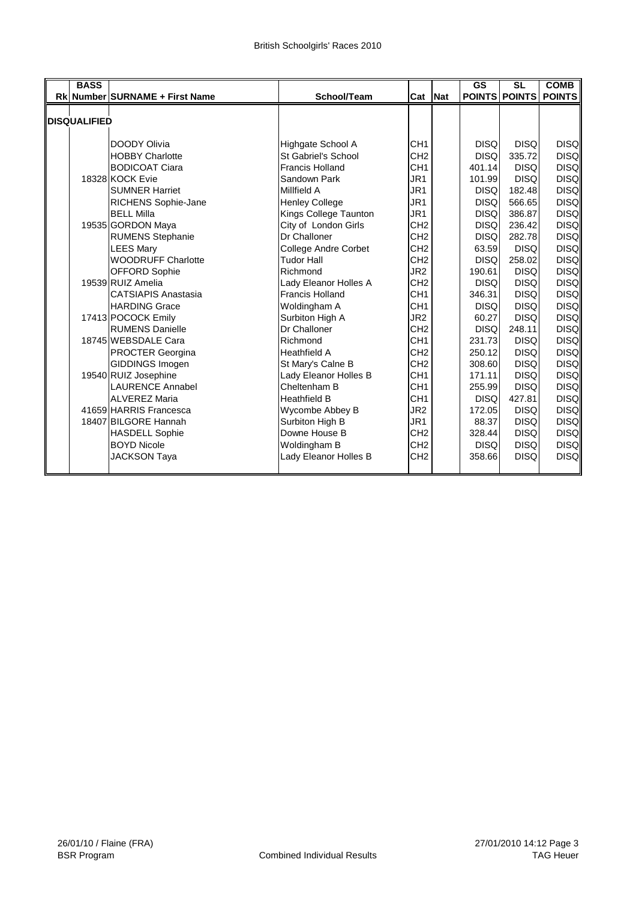British Schoolgirls' Races 2010

| Rk | BASS Number | SURNAME + First Name | School/Team | Cat | Nat | GS POINTS | SL POINTS | COMB POINTS |
|---|---|---|---|---|---|---|---|---|
| **DISQUALIFIED** | | | | | | | | |
| | | DOODY Olivia | Highgate School A | CH1 | | DISQ | DISQ | DISQ |
| | | HOBBY Charlotte | St Gabriel's School | CH2 | | DISQ | 335.72 | DISQ |
| | | BODICOAT Ciara | Francis Holland | CH1 | | 401.14 | DISQ | DISQ |
| | 18328 | KOCK Evie | Sandown Park | JR1 | | 101.99 | DISQ | DISQ |
| | | SUMNER Harriet | Millfield A | JR1 | | DISQ | 182.48 | DISQ |
| | | RICHENS Sophie-Jane | Henley College | JR1 | | DISQ | 566.65 | DISQ |
| | | BELL Milla | Kings College Taunton | JR1 | | DISQ | 386.87 | DISQ |
| | 19535 | GORDON Maya | City of London Girls | CH2 | | DISQ | 236.42 | DISQ |
| | | RUMENS Stephanie | Dr Challoner | CH2 | | DISQ | 282.78 | DISQ |
| | | LEES Mary | College Andre Corbet | CH2 | | 63.59 | DISQ | DISQ |
| | | WOODRUFF Charlotte | Tudor Hall | CH2 | | DISQ | 258.02 | DISQ |
| | | OFFORD Sophie | Richmond | JR2 | | 190.61 | DISQ | DISQ |
| | 19539 | RUIZ Amelia | Lady Eleanor Holles A | CH2 | | DISQ | DISQ | DISQ |
| | | CATSIAPIS Anastasia | Francis Holland | CH1 | | 346.31 | DISQ | DISQ |
| | | HARDING Grace | Woldingham A | CH1 | | DISQ | DISQ | DISQ |
| | 17413 | POCOCK Emily | Surbiton High A | JR2 | | 60.27 | DISQ | DISQ |
| | | RUMENS Danielle | Dr Challoner | CH2 | | DISQ | 248.11 | DISQ |
| | 18745 | WEBSDALE Cara | Richmond | CH1 | | 231.73 | DISQ | DISQ |
| | | PROCTER Georgina | Heathfield A | CH2 | | 250.12 | DISQ | DISQ |
| | | GIDDINGS Imogen | St Mary's Calne B | CH2 | | 308.60 | DISQ | DISQ |
| | 19540 | RUIZ Josephine | Lady Eleanor Holles B | CH1 | | 171.11 | DISQ | DISQ |
| | | LAURENCE Annabel | Cheltenham B | CH1 | | 255.99 | DISQ | DISQ |
| | | ALVEREZ Maria | Heathfield B | CH1 | | DISQ | 427.81 | DISQ |
| | 41659 | HARRIS Francesca | Wycombe Abbey B | JR2 | | 172.05 | DISQ | DISQ |
| | 18407 | BILGORE Hannah | Surbiton High B | JR1 | | 88.37 | DISQ | DISQ |
| | | HASDELL Sophie | Downe House B | CH2 | | 328.44 | DISQ | DISQ |
| | | BOYD Nicole | Woldingham B | CH2 | | DISQ | DISQ | DISQ |
| | | JACKSON Taya | Lady Eleanor Holles B | CH2 | | 358.66 | DISQ | DISQ |

26/01/10 / Flaine (FRA) — BSR Program — Combined Individual Results — 27/01/2010 14:12 — TAG Heuer